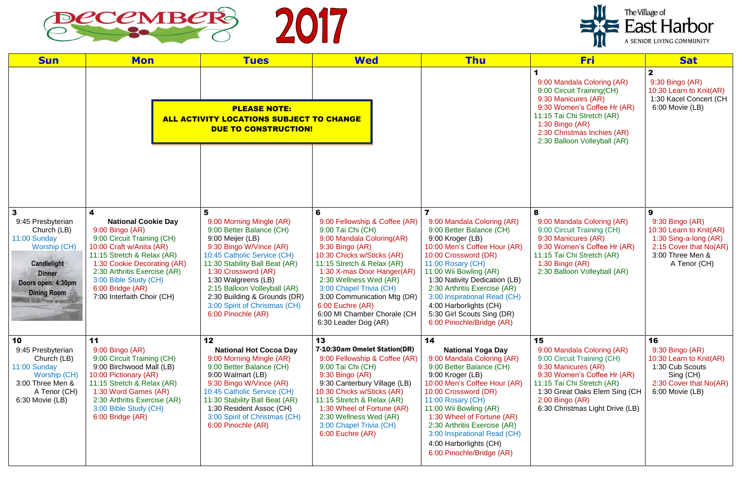# DECEMBER 2017

The Village of East Harbor
A SENIOR LIVING COMMUNITY

**PLEASE NOTE: ALL ACTIVITY LOCATIONS SUBJECT TO CHANGE DUE TO CONSTRUCTION!**

| Sun | Mon | Tues | Wed | Thu | Fri | Sat |
|---|---|---|---|---|---|---|
| | | | | | **1**<br>9:00 Mandala Coloring (AR)<br>9:00 Circuit Training(CH)<br>9:30 Manicures (AR)<br>9:30 Women's Coffee Hr (AR)<br>11:15 Tai Chi Stretch (AR)<br>1:30 Bingo (AR)<br>2:30 Christmas Inchies (AR)<br>2:30 Balloon Volleyball (AR) | **2**<br>9:30 Bingo (AR)<br>10:30 Learn to Knit(AR)<br>1:30 Kacel Concert (CH<br>6:00 Movie (LB) |
| **3**<br>9:45 Presbyterian Church (LB)<br>11:00 Sunday Worship (CH)<br>Candlelight Dinner<br>Doors open: 4:30pm<br>Dining Room | **4**<br>**National Cookie Day**<br>9:00 Bingo (AR)<br>9:00 Circuit Training (CH)<br>10:00 Craft w/Anita (AR)<br>11:15 Stretch & Relax (AR)<br>1:30 Cookie Decorating (AR)<br>2:30 Arthritis Exercise (AR)<br>3:00 Bible Study (CH)<br>6:00 Bridge (AR)<br>7:00 Interfaith Choir (CH) | **5**<br>9:00 Morning Mingle (AR)<br>9:00 Better Balance (CH)<br>9:00 Meijer (LB)<br>9:30 Bingo W/Vince (AR)<br>10:45 Catholic Service (CH)<br>11:30 Stability Ball Beat (AR)<br>1:30 Crossword (AR)<br>1:30 Walgreens (LB)<br>2:15 Balloon Volleyball (AR)<br>2:30 Building & Grounds (DR)<br>3:00 Spirit of Christmas (CH)<br>6:00 Pinochle (AR) | **6**<br>9:00 Fellowship & Coffee (AR)<br>9:00 Tai Chi (CH)<br>9:00 Mandala Coloring(AR)<br>9:30 Bingo (AR)<br>10:30 Chicks w/Sticks (AR)<br>11:15 Stretch & Relax (AR)<br>1:30 X-mas Door Hanger(AR)<br>2:30 Wellness Wed (AR)<br>3:00 Chapel Trivia (CH)<br>3:00 Communication Mtg (DR)<br>6:00 Euchre (AR)<br>6:00 MI Chamber Chorale (CH<br>6:30 Leader Dog (AR) | **7**<br>9:00 Mandala Coloring (AR)<br>9:00 Better Balance (CH)<br>9:00 Kroger (LB)<br>10:00 Men's Coffee Hour (AR)<br>10:00 Crossword (DR)<br>11:00 Rosary (CH)<br>11:00 Wii Bowling (AR)<br>1:30 Nativity Dedication (LB)<br>2:30 Arthritis Exercise (AR)<br>3:00 Inspirational Read (CH)<br>4:00 Harborlights (CH)<br>5:30 Girl Scouts Sing (DR)<br>6:00 Pinochle/Bridge (AR) | **8**<br>9:00 Mandala Coloring (AR)<br>9:00 Circuit Training (CH)<br>9:30 Manicures (AR)<br>9:30 Women's Coffee Hr (AR)<br>11:15 Tai Chi Stretch (AR)<br>1:30 Bingo (AR)<br>2:30 Balloon Volleyball (AR) | **9**<br>9:30 Bingo (AR)<br>10:30 Learn to Knit(AR)<br>1:30 Sing-a-long (AR)<br>2:15 Cover that No(AR)<br>3:00 Three Men & A Tenor (CH) |
| **10**<br>9:45 Presbyterian Church (LB)<br>11:00 Sunday Worship (CH)<br>3:00 Three Men & A Tenor (CH)<br>6:30 Movie (LB) | **11**<br>9:00 Bingo (AR)<br>9:00 Circuit Training (CH)<br>9:00 Birchwood Mall (LB)<br>10:00 Pictionary (AR)<br>11:15 Stretch & Relax (AR)<br>1:30 Word Games (AR)<br>2:30 Arthritis Exercise (AR)<br>3:00 Bible Study (CH)<br>6:00 Bridge (AR) | **12**<br>**National Hot Cocoa Day**<br>9:00 Morning Mingle (AR)<br>9:00 Better Balance (CH)<br>9:00 Walmart (LB)<br>9:30 Bingo W/Vince (AR)<br>10:45 Catholic Service (CH)<br>11:30 Stability Ball Beat (AR)<br>1:30 Resident Assoc (CH)<br>3:00 Spirit of Christmas (CH)<br>6:00 Pinochle (AR) | **13**<br>**7-10:30am Omelet Station(DR)**<br>9:00 Fellowship & Coffee (AR)<br>9:00 Tai Chi (CH)<br>9:30 Bingo (AR)<br>9:30 Canterbury Village (LB)<br>10:30 Chicks w/Sticks (AR)<br>11:15 Stretch & Relax (AR)<br>1:30 Wheel of Fortune (AR)<br>2:30 Wellness Wed (AR)<br>3:00 Chapel Trivia (CH)<br>6:00 Euchre (AR) | **14**<br>**National Yoga Day**<br>9:00 Mandala Coloring (AR)<br>9:00 Better Balance (CH)<br>9:00 Kroger (LB)<br>10:00 Men's Coffee Hour (AR)<br>10:00 Crossword (DR)<br>11:00 Rosary (CH)<br>11:00 Wii Bowling (AR)<br>1:30 Wheel of Fortune (AR)<br>2:30 Arthritis Exercise (AR)<br>3:00 Inspirational Read (CH)<br>4:00 Harborlights (CH)<br>6:00 Pinochle/Bridge (AR) | **15**<br>9:00 Mandala Coloring (AR)<br>9:00 Circuit Training (CH)<br>9:30 Manicures (AR)<br>9:30 Women's Coffee Hr (AR)<br>11:15 Tai Chi Stretch (AR)<br>1:30 Great Oaks Elem Sing (CH<br>2:00 Bingo (AR)<br>6:30 Christmas Light Drive (LB) | **16**<br>9:30 Bingo (AR)<br>10:30 Learn to Knit(AR)<br>1:30 Cub Scouts Sing (CH)<br>2:30 Cover that No(AR)<br>6:00 Movie (LB) |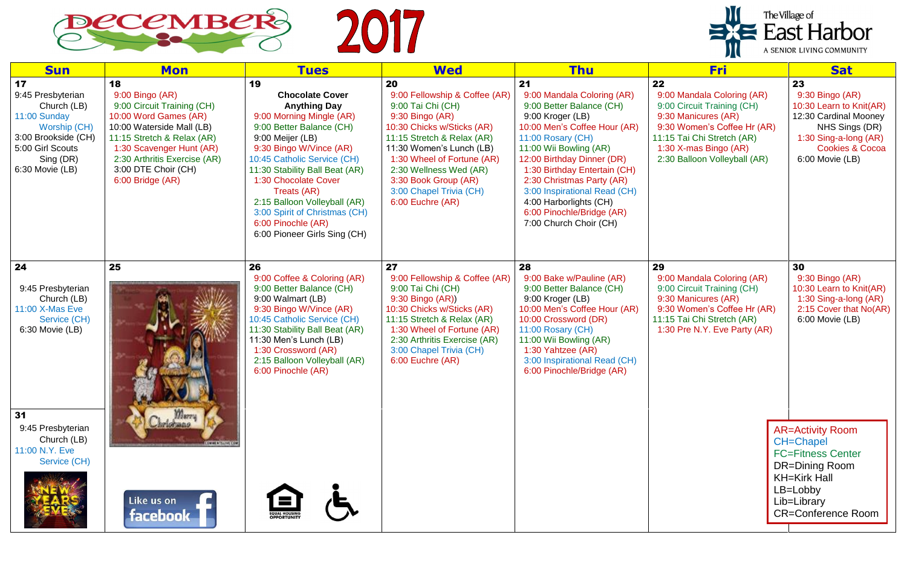# December 2017

The Village of East Harbor
A SENIOR LIVING COMMUNITY

| Sun | Mon | Tues | Wed | Thu | Fri | Sat |
|---|---|---|---|---|---|---|
| **17**<br>9:45 Presbyterian Church (LB)<br>11:00 Sunday Worship (CH)<br>3:00 Brookside (CH)<br>5:00 Girl Scouts Sing (DR)<br>6:30 Movie (LB) | **18**<br>9:00 Bingo (AR)<br>9:00 Circuit Training (CH)<br>10:00 Word Games (AR)<br>10:00 Waterside Mall (LB)<br>11:15 Stretch & Relax (AR)<br>1:30 Scavenger Hunt (AR)<br>2:30 Arthritis Exercise (AR)<br>3:00 DTE Choir (CH)<br>6:00 Bridge (AR) | **19**<br>**Chocolate Cover Anything Day**<br>9:00 Morning Mingle (AR)<br>9:00 Better Balance (CH)<br>9:00 Meijer (LB)<br>9:30 Bingo W/Vince (AR)<br>10:45 Catholic Service (CH)<br>11:30 Stability Ball Beat (AR)<br>1:30 Chocolate Cover Treats (AR)<br>2:15 Balloon Volleyball (AR)<br>3:00 Spirit of Christmas (CH)<br>6:00 Pinochle (AR)<br>6:00 Pioneer Girls Sing (CH) | **20**<br>9:00 Fellowship & Coffee (AR)<br>9:00 Tai Chi (CH)<br>9:30 Bingo (AR)<br>10:30 Chicks w/Sticks (AR)<br>11:15 Stretch & Relax (AR)<br>11:30 Women's Lunch (LB)<br>1:30 Wheel of Fortune (AR)<br>2:30 Wellness Wed (AR)<br>3:30 Book Group (AR)<br>3:00 Chapel Trivia (CH)<br>6:00 Euchre (AR) | **21**<br>9:00 Mandala Coloring (AR)<br>9:00 Better Balance (CH)<br>9:00 Kroger (LB)<br>10:00 Men's Coffee Hour (AR)<br>11:00 Rosary (CH)<br>11:00 Wii Bowling (AR)<br>12:00 Birthday Dinner (DR)<br>1:30 Birthday Entertain (CH)<br>2:30 Christmas Party (AR)<br>3:00 Inspirational Read (CH)<br>4:00 Harborlights (CH)<br>6:00 Pinochle/Bridge (AR)<br>7:00 Church Choir (CH) | **22**<br>9:00 Mandala Coloring (AR)<br>9:00 Circuit Training (CH)<br>9:30 Manicures (AR)<br>9:30 Women's Coffee Hr (AR)<br>11:15 Tai Chi Stretch (AR)<br>1:30 X-mas Bingo (AR)<br>2:30 Balloon Volleyball (AR) | **23**<br>9:30 Bingo (AR)<br>10:30 Learn to Knit(AR)<br>12:30 Cardinal Mooney NHS Sings (DR)<br>1:30 Sing-a-long (AR)<br>Cookies & Cocoa<br>6:00 Movie (LB) |
| **24**<br>9:45 Presbyterian Church (LB)<br>11:00 X-Mas Eve Service (CH)<br>6:30 Movie (LB) | **25**<br>Merry Christmas | **26**<br>9:00 Coffee & Coloring (AR)<br>9:00 Better Balance (CH)<br>9:00 Walmart (LB)<br>9:30 Bingo W/Vince (AR)<br>10:45 Catholic Service (CH)<br>11:30 Stability Ball Beat (AR)<br>11:30 Men's Lunch (LB)<br>1:30 Crossword (AR)<br>2:15 Balloon Volleyball (AR)<br>6:00 Pinochle (AR) | **27**<br>9:00 Fellowship & Coffee (AR)<br>9:00 Tai Chi (CH)<br>9:30 Bingo (AR))<br>10:30 Chicks w/Sticks (AR)<br>11:15 Stretch & Relax (AR)<br>1:30 Wheel of Fortune (AR)<br>2:30 Arthritis Exercise (AR)<br>3:00 Chapel Trivia (CH)<br>6:00 Euchre (AR) | **28**<br>9:00 Bake w/Pauline (AR)<br>9:00 Better Balance (CH)<br>9:00 Kroger (LB)<br>10:00 Men's Coffee Hour (AR)<br>10:00 Crossword (DR)<br>11:00 Rosary (CH)<br>11:00 Wii Bowling (AR)<br>1:30 Yahtzee (AR)<br>3:00 Inspirational Read (CH)<br>6:00 Pinochle/Bridge (AR) | **29**<br>9:00 Mandala Coloring (AR)<br>9:00 Circuit Training (CH)<br>9:30 Manicures (AR)<br>9:30 Women's Coffee Hr (AR)<br>11:15 Tai Chi Stretch (AR)<br>1:30 Pre N.Y. Eve Party (AR) | **30**<br>9:30 Bingo (AR)<br>10:30 Learn to Knit(AR)<br>1:30 Sing-a-long (AR)<br>2:15 Cover that No(AR)<br>6:00 Movie (LB) |
| **31**<br>9:45 Presbyterian Church (LB)<br>11:00 N.Y. Eve Service (CH)<br>NEW YEARS EVE | Like us on facebook | EQUAL HOUSING OPPORTUNITY | | | | AR=Activity Room<br>CH=Chapel<br>FC=Fitness Center<br>DR=Dining Room<br>KH=Kirk Hall<br>LB=Lobby<br>Lib=Library<br>CR=Conference Room |